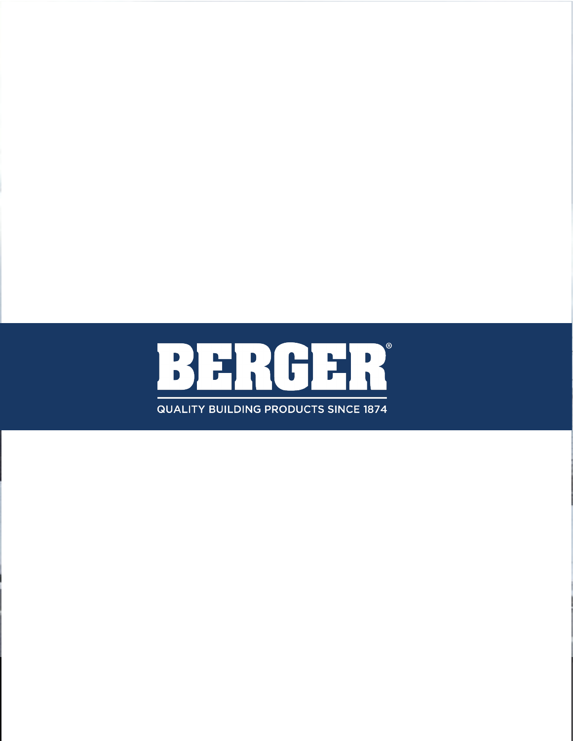# BERGER®

QUALITY BUILDING PRODUCTS SINCE 1874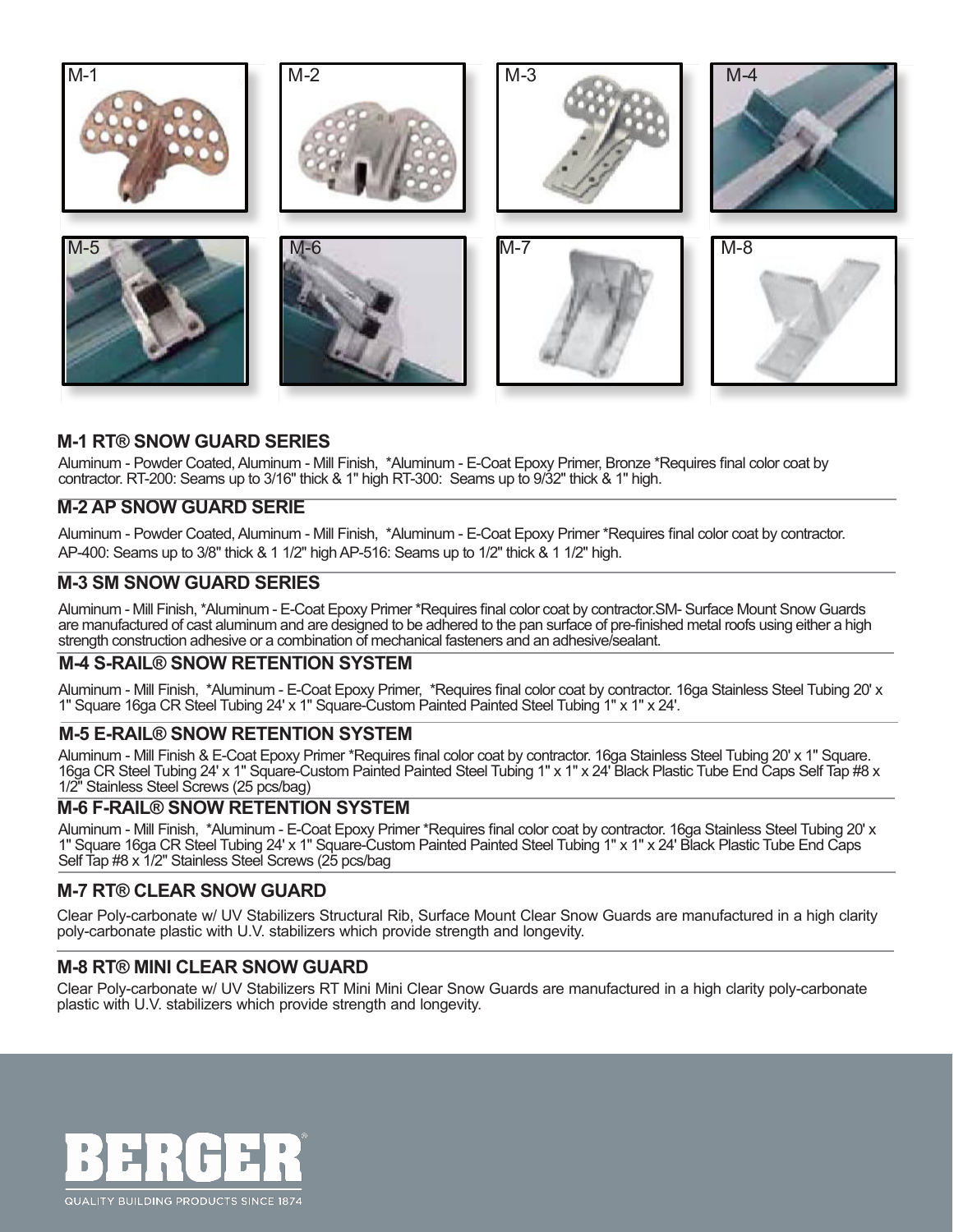M-1

M-2

M-3

M-4

M-5

M-6

M-7

M-8

## M-1 RT® SNOW GUARD SERIES

Aluminum - Powder Coated, Aluminum - Mill Finish, *Aluminum - E-Coat Epoxy Primer, Bronze *Requires final color coat by contractor. RT-200: Seams up to 3/16" thick & 1" high RT-300: Seams up to 9/32" thick & 1" high.

## M-2 AP SNOW GUARD SERIE

Aluminum - Powder Coated, Aluminum - Mill Finish, *Aluminum - E-Coat Epoxy Primer *Requires final color coat by contractor. AP-400: Seams up to 3/8" thick & 1 1/2" high AP-516: Seams up to 1/2" thick & 1 1/2" high.

## M-3 SM SNOW GUARD SERIES

Aluminum - Mill Finish, *Aluminum - E-Coat Epoxy Primer *Requires final color coat by contractor.SM- Surface Mount Snow Guards are manufactured of cast aluminum and are designed to be adhered to the pan surface of pre-finished metal roofs using either a high strength construction adhesive or a combination of mechanical fasteners and an adhesive/sealant.

## M-4 S-RAIL® SNOW RETENTION SYSTEM

Aluminum - Mill Finish, *Aluminum - E-Coat Epoxy Primer, *Requires final color coat by contractor. 16ga Stainless Steel Tubing 20' x 1" Square 16ga CR Steel Tubing 24' x 1" Square-Custom Painted Painted Steel Tubing 1" x 1" x 24'.

## M-5 E-RAIL® SNOW RETENTION SYSTEM

Aluminum - Mill Finish & E-Coat Epoxy Primer *Requires final color coat by contractor. 16ga Stainless Steel Tubing 20' x 1" Square. 16ga CR Steel Tubing 24' x 1" Square-Custom Painted Painted Steel Tubing 1" x 1" x 24' Black Plastic Tube End Caps Self Tap #8 x 1/2" Stainless Steel Screws (25 pcs/bag)

## M-6 F-RAIL® SNOW RETENTION SYSTEM

Aluminum - Mill Finish, *Aluminum - E-Coat Epoxy Primer *Requires final color coat by contractor. 16ga Stainless Steel Tubing 20' x 1" Square 16ga CR Steel Tubing 24' x 1" Square-Custom Painted Painted Steel Tubing 1" x 1" x 24' Black Plastic Tube End Caps Self Tap #8 x 1/2" Stainless Steel Screws (25 pcs/bag

## M-7 RT® CLEAR SNOW GUARD

Clear Poly-carbonate w/ UV Stabilizers Structural Rib, Surface Mount Clear Snow Guards are manufactured in a high clarity poly-carbonate plastic with U.V. stabilizers which provide strength and longevity.

## M-8 RT® MINI CLEAR SNOW GUARD

Clear Poly-carbonate w/ UV Stabilizers RT Mini Mini Clear Snow Guards are manufactured in a high clarity poly-carbonate plastic with U.V. stabilizers which provide strength and longevity.

BERGER®

QUALITY BUILDING PRODUCTS SINCE 1874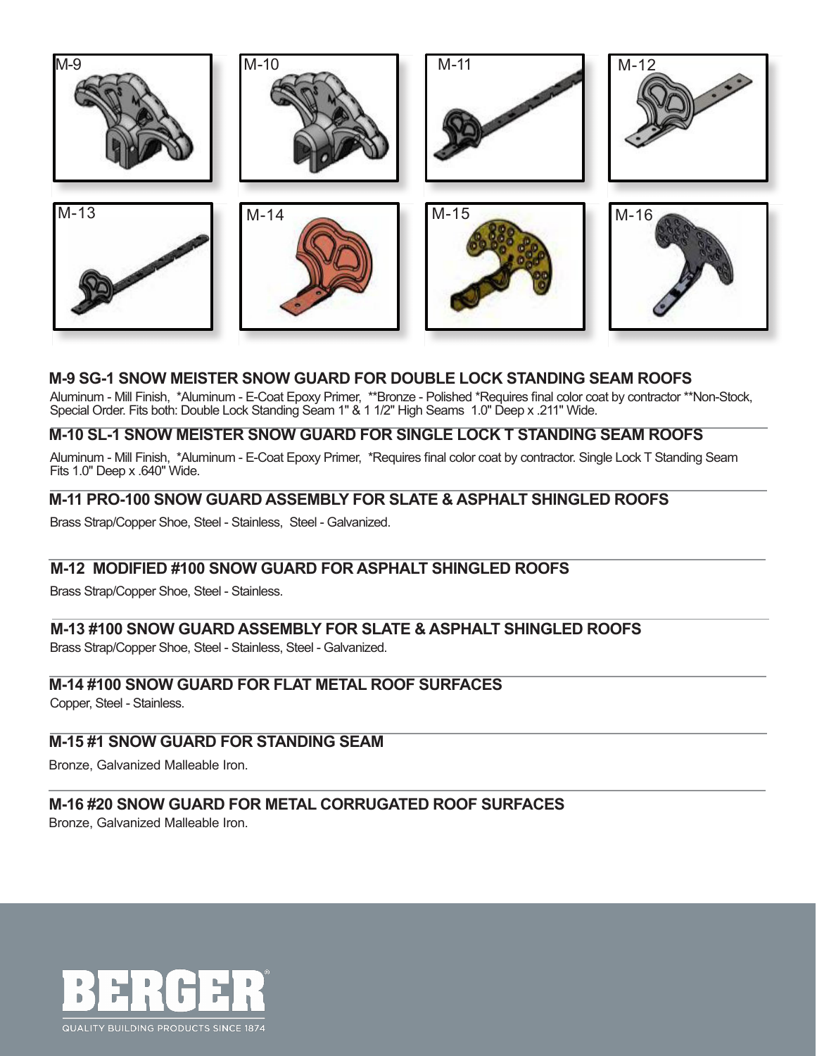M-9

M-10

M-11

M-12

M-13

M-14

M-15

M-16

## M-9 SG-1 SNOW MEISTER SNOW GUARD FOR DOUBLE LOCK STANDING SEAM ROOFS

Aluminum - Mill Finish, *Aluminum - E-Coat Epoxy Primer, **Bronze - Polished *Requires final color coat by contractor **Non-Stock, Special Order. Fits both: Double Lock Standing Seam 1" & 1 1/2" High Seams 1.0" Deep x .211" Wide.

## M-10 SL-1 SNOW MEISTER SNOW GUARD FOR SINGLE LOCK T STANDING SEAM ROOFS

Aluminum - Mill Finish, *Aluminum - E-Coat Epoxy Primer, *Requires final color coat by contractor. Single Lock T Standing Seam Fits 1.0" Deep x .640" Wide.

## M-11 PRO-100 SNOW GUARD ASSEMBLY FOR SLATE & ASPHALT SHINGLED ROOFS

Brass Strap/Copper Shoe, Steel - Stainless, Steel - Galvanized.

## M-12 MODIFIED #100 SNOW GUARD FOR ASPHALT SHINGLED ROOFS

Brass Strap/Copper Shoe, Steel - Stainless.

## M-13 #100 SNOW GUARD ASSEMBLY FOR SLATE & ASPHALT SHINGLED ROOFS

Brass Strap/Copper Shoe, Steel - Stainless, Steel - Galvanized.

## M-14 #100 SNOW GUARD FOR FLAT METAL ROOF SURFACES

Copper, Steel - Stainless.

## M-15 #1 SNOW GUARD FOR STANDING SEAM

Bronze, Galvanized Malleable Iron.

## M-16 #20 SNOW GUARD FOR METAL CORRUGATED ROOF SURFACES

Bronze, Galvanized Malleable Iron.

BERGER®

QUALITY BUILDING PRODUCTS SINCE 1874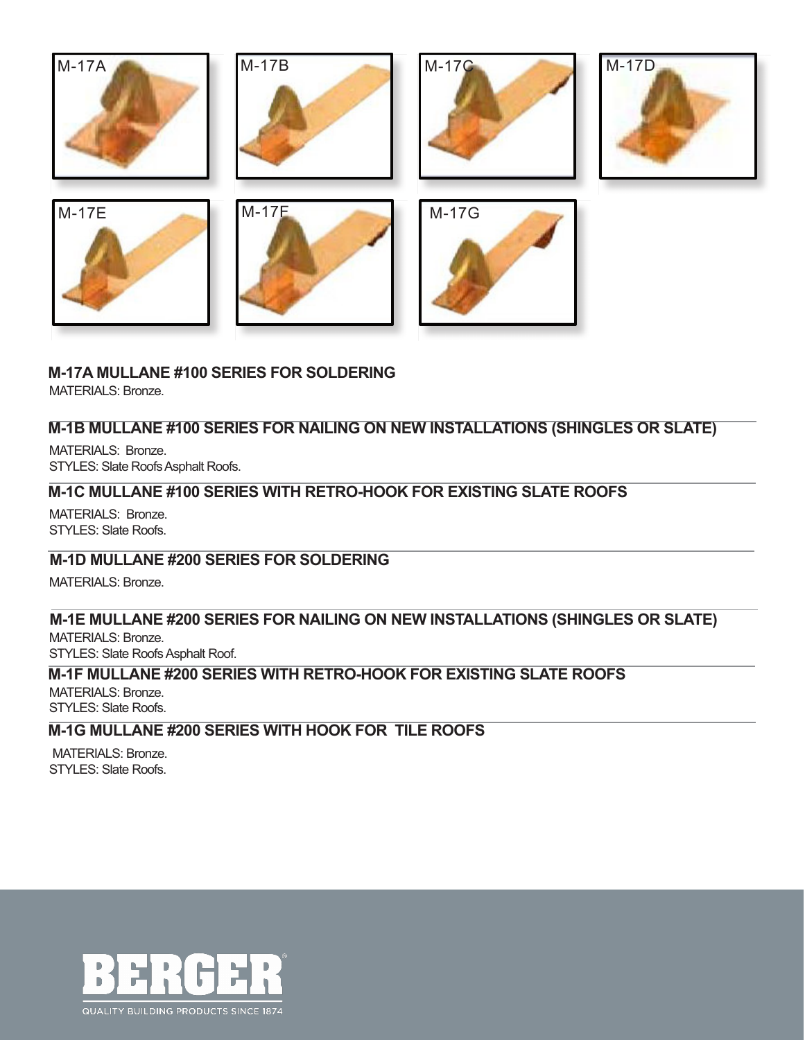M-17A

M-17B

M-17C

M-17D

M-17E

M-17F

M-17G

### M-17A MULLANE #100 SERIES FOR SOLDERING

MATERIALS: Bronze.

### M-1B MULLANE #100 SERIES FOR NAILING ON NEW INSTALLATIONS (SHINGLES OR SLATE)

MATERIALS: Bronze.
STYLES: Slate Roofs Asphalt Roofs.

### M-1C MULLANE #100 SERIES WITH RETRO-HOOK FOR EXISTING SLATE ROOFS

MATERIALS: Bronze.
STYLES: Slate Roofs.

### M-1D MULLANE #200 SERIES FOR SOLDERING

MATERIALS: Bronze.

### M-1E MULLANE #200 SERIES FOR NAILING ON NEW INSTALLATIONS (SHINGLES OR SLATE)

MATERIALS: Bronze.
STYLES: Slate Roofs Asphalt Roof.

### M-1F MULLANE #200 SERIES WITH RETRO-HOOK FOR EXISTING SLATE ROOFS

MATERIALS: Bronze.
STYLES: Slate Roofs.

### M-1G MULLANE #200 SERIES WITH HOOK FOR TILE ROOFS

MATERIALS: Bronze.
STYLES: Slate Roofs.

BERGER
QUALITY BUILDING PRODUCTS SINCE 1874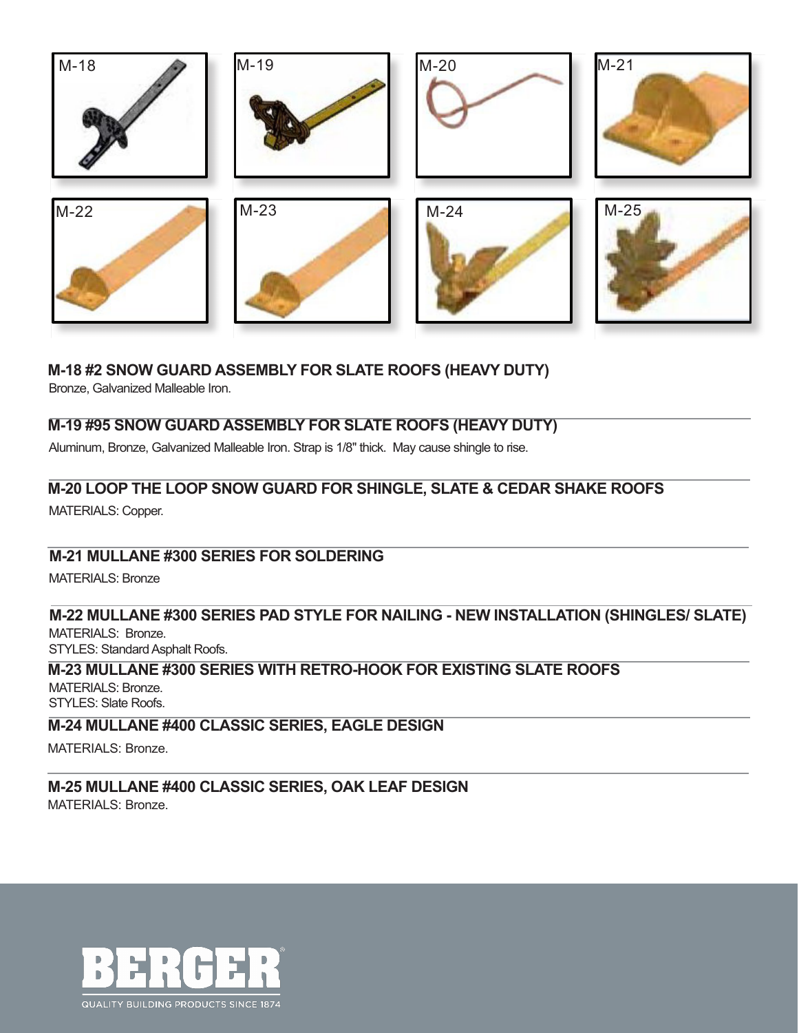M-18 M-19 M-20 M-21

M-22 M-23 M-24 M-25

### M-18 #2 SNOW GUARD ASSEMBLY FOR SLATE ROOFS (HEAVY DUTY)

Bronze, Galvanized Malleable Iron.

### M-19 #95 SNOW GUARD ASSEMBLY FOR SLATE ROOFS (HEAVY DUTY)

Aluminum, Bronze, Galvanized Malleable Iron. Strap is 1/8" thick. May cause shingle to rise.

### M-20 LOOP THE LOOP SNOW GUARD FOR SHINGLE, SLATE & CEDAR SHAKE ROOFS

MATERIALS: Copper.

### M-21 MULLANE #300 SERIES FOR SOLDERING

MATERIALS: Bronze

### M-22 MULLANE #300 SERIES PAD STYLE FOR NAILING - NEW INSTALLATION (SHINGLES/ SLATE)

MATERIALS: Bronze.
STYLES: Standard Asphalt Roofs.

### M-23 MULLANE #300 SERIES WITH RETRO-HOOK FOR EXISTING SLATE ROOFS

MATERIALS: Bronze.
STYLES: Slate Roofs.

### M-24 MULLANE #400 CLASSIC SERIES, EAGLE DESIGN

MATERIALS: Bronze.

### M-25 MULLANE #400 CLASSIC SERIES, OAK LEAF DESIGN

MATERIALS: Bronze.

BERGER®
QUALITY BUILDING PRODUCTS SINCE 1874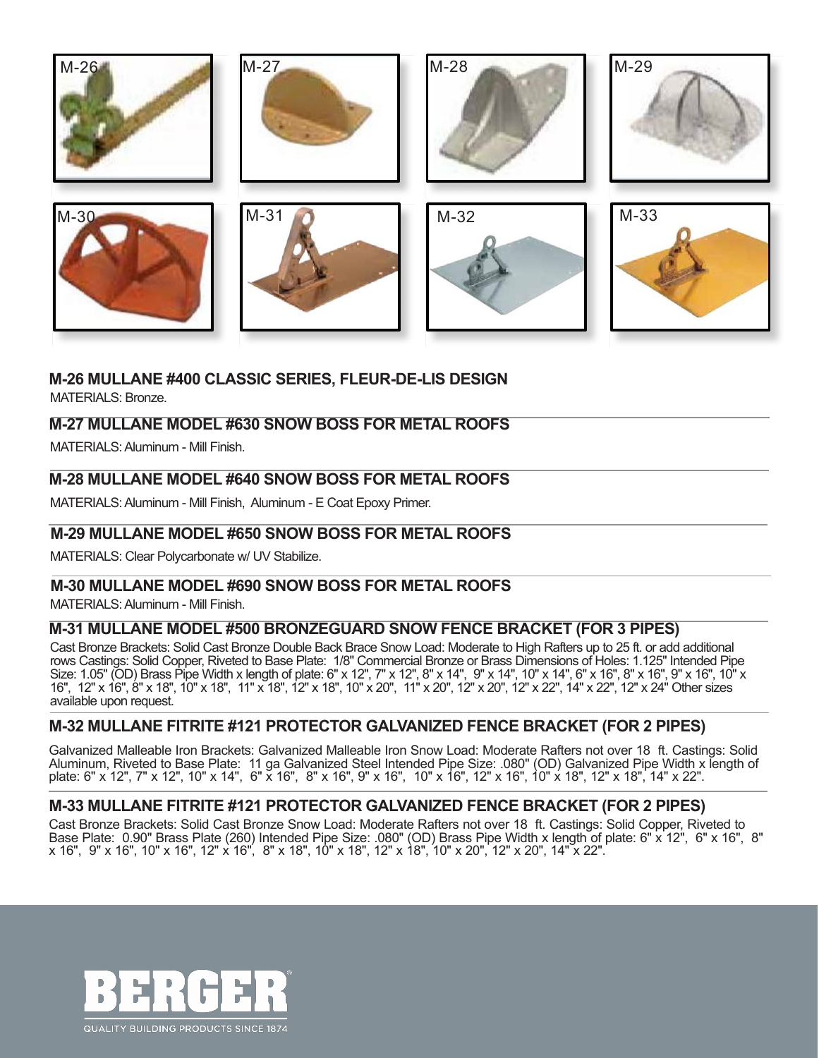M-26 M-27 M-28 M-29

M-30 M-31 M-32 M-33

### M-26 MULLANE #400 CLASSIC SERIES, FLEUR-DE-LIS DESIGN

MATERIALS: Bronze.

### M-27 MULLANE MODEL #630 SNOW BOSS FOR METAL ROOFS

MATERIALS: Aluminum - Mill Finish.

### M-28 MULLANE MODEL #640 SNOW BOSS FOR METAL ROOFS

MATERIALS: Aluminum - Mill Finish, Aluminum - E Coat Epoxy Primer.

### M-29 MULLANE MODEL #650 SNOW BOSS FOR METAL ROOFS

MATERIALS: Clear Polycarbonate w/ UV Stabilize.

### M-30 MULLANE MODEL #690 SNOW BOSS FOR METAL ROOFS

MATERIALS: Aluminum - Mill Finish.

### M-31 MULLANE MODEL #500 BRONZEGUARD SNOW FENCE BRACKET (FOR 3 PIPES)

Cast Bronze Brackets: Solid Cast Bronze Double Back Brace Snow Load: Moderate to High Rafters up to 25 ft. or add additional rows Castings: Solid Copper, Riveted to Base Plate: 1/8" Commercial Bronze or Brass Dimensions of Holes: 1.125" Intended Pipe Size: 1.05" (OD) Brass Pipe Width x length of plate: 6" x 12", 7" x 12", 8" x 14", 9" x 14", 10" x 14", 6" x 16", 8" x 16", 9" x 16", 10" x 16", 12" x 16", 8" x 18", 10" x 18", 11" x 18", 12" x 18", 10" x 20", 11" x 20", 12" x 20", 12" x 22", 14" x 22", 12" x 24" Other sizes available upon request.

### M-32 MULLANE FITRITE #121 PROTECTOR GALVANIZED FENCE BRACKET (FOR 2 PIPES)

Galvanized Malleable Iron Brackets: Galvanized Malleable Iron Snow Load: Moderate Rafters not over 18 ft. Castings: Solid Aluminum, Riveted to Base Plate: 11 ga Galvanized Steel Intended Pipe Size: .080" (OD) Galvanized Pipe Width x length of plate: 6" x 12", 7" x 12", 10" x 14", 6" x 16", 8" x 16", 9" x 16", 10" x 16", 12" x 16", 10" x 18", 12" x 18", 14" x 22".

### M-33 MULLANE FITRITE #121 PROTECTOR GALVANIZED FENCE BRACKET (FOR 2 PIPES)

Cast Bronze Brackets: Solid Cast Bronze Snow Load: Moderate Rafters not over 18 ft. Castings: Solid Copper, Riveted to Base Plate: 0.90" Brass Plate (260) Intended Pipe Size: .080" (OD) Brass Pipe Width x length of plate: 6" x 12", 6" x 16", 8" x 16", 9" x 16", 10" x 16", 12" x 16", 8" x 18", 10" x 18", 12" x 18", 10" x 20", 12" x 20", 14" x 22".

BERGER®

QUALITY BUILDING PRODUCTS SINCE 1874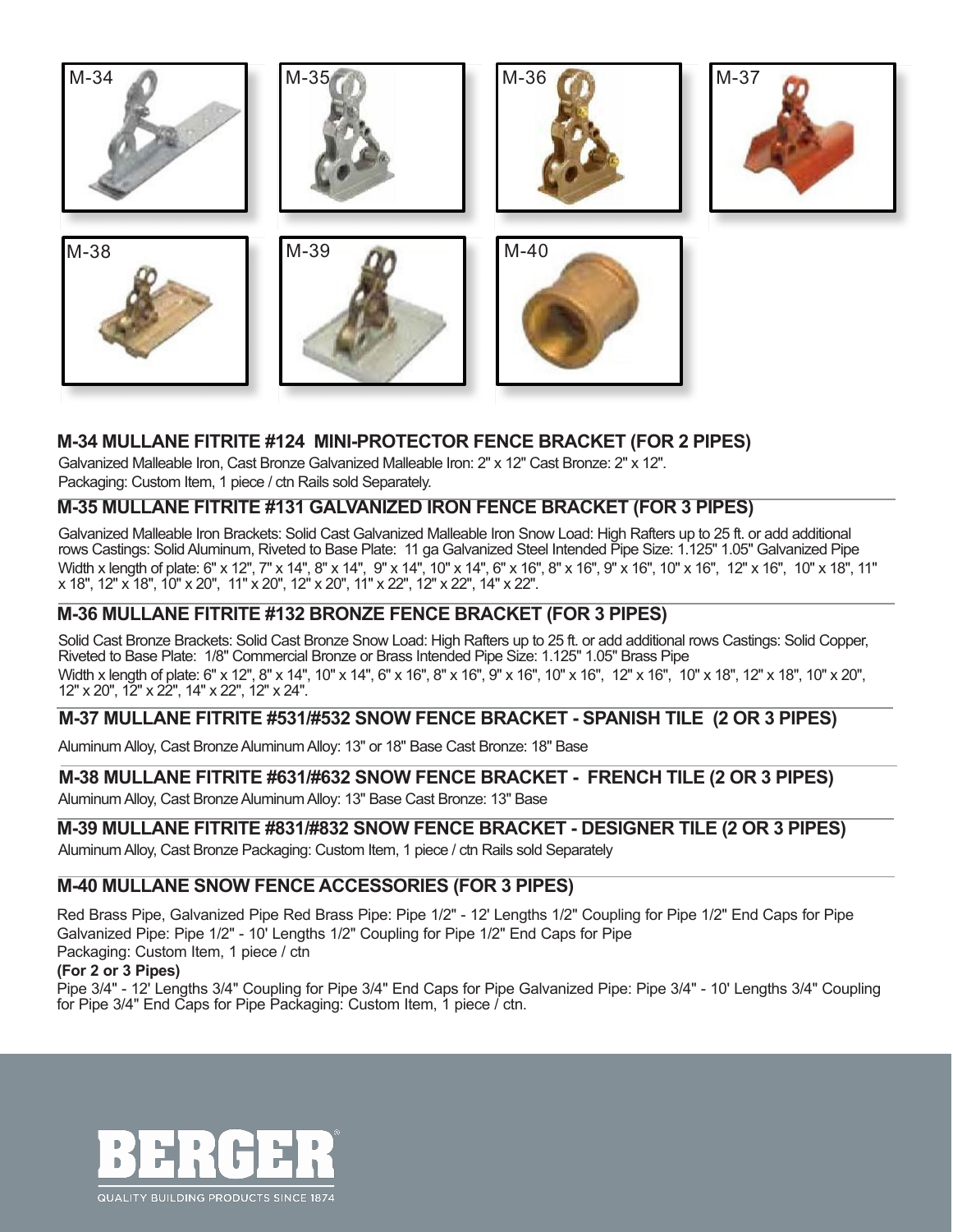M-34

M-35

M-36

M-37

M-38

M-39

M-40

## M-34 MULLANE FITRITE #124 MINI-PROTECTOR FENCE BRACKET (FOR 2 PIPES)

Galvanized Malleable Iron, Cast Bronze Galvanized Malleable Iron: 2" x 12" Cast Bronze: 2" x 12".
Packaging: Custom Item, 1 piece / ctn Rails sold Separately.

## M-35 MULLANE FITRITE #131 GALVANIZED IRON FENCE BRACKET (FOR 3 PIPES)

Galvanized Malleable Iron Brackets: Solid Cast Galvanized Malleable Iron Snow Load: High Rafters up to 25 ft. or add additional rows Castings: Solid Aluminum, Riveted to Base Plate: 11 ga Galvanized Steel Intended Pipe Size: 1.125" 1.05" Galvanized Pipe
Width x length of plate: 6" x 12", 7" x 14", 8" x 14", 9" x 14", 10" x 14", 6" x 16", 8" x 16", 9" x 16", 10" x 16", 12" x 16", 10" x 18", 11" x 18", 12" x 18", 10" x 20", 11" x 20", 12" x 20", 11" x 22", 12" x 22", 14" x 22".

## M-36 MULLANE FITRITE #132 BRONZE FENCE BRACKET (FOR 3 PIPES)

Solid Cast Bronze Brackets: Solid Cast Bronze Snow Load: High Rafters up to 25 ft. or add additional rows Castings: Solid Copper, Riveted to Base Plate: 1/8" Commercial Bronze or Brass Intended Pipe Size: 1.125" 1.05" Brass Pipe
Width x length of plate: 6" x 12", 8" x 14", 10" x 14", 6" x 16", 8" x 16", 9" x 16", 10" x 16", 12" x 16", 10" x 18", 12" x 18", 10" x 20", 12" x 20", 12" x 22", 14" x 22", 12" x 24".

## M-37 MULLANE FITRITE #531/#532 SNOW FENCE BRACKET - SPANISH TILE (2 OR 3 PIPES)

Aluminum Alloy, Cast Bronze Aluminum Alloy: 13" or 18" Base Cast Bronze: 18" Base

## M-38 MULLANE FITRITE #631/#632 SNOW FENCE BRACKET - FRENCH TILE (2 OR 3 PIPES)

Aluminum Alloy, Cast Bronze Aluminum Alloy: 13" Base Cast Bronze: 13" Base

## M-39 MULLANE FITRITE #831/#832 SNOW FENCE BRACKET - DESIGNER TILE (2 OR 3 PIPES)

Aluminum Alloy, Cast Bronze Packaging: Custom Item, 1 piece / ctn Rails sold Separately

## M-40 MULLANE SNOW FENCE ACCESSORIES (FOR 3 PIPES)

Red Brass Pipe, Galvanized Pipe Red Brass Pipe: Pipe 1/2" - 12' Lengths 1/2" Coupling for Pipe 1/2" End Caps for Pipe
Galvanized Pipe: Pipe 1/2" - 10' Lengths 1/2" Coupling for Pipe 1/2" End Caps for Pipe
Packaging: Custom Item, 1 piece / ctn

**(For 2 or 3 Pipes)**

Pipe 3/4" - 12' Lengths 3/4" Coupling for Pipe 3/4" End Caps for Pipe Galvanized Pipe: Pipe 3/4" - 10' Lengths 3/4" Coupling for Pipe 3/4" End Caps for Pipe Packaging: Custom Item, 1 piece / ctn.

BERGER®

QUALITY BUILDING PRODUCTS SINCE 1874